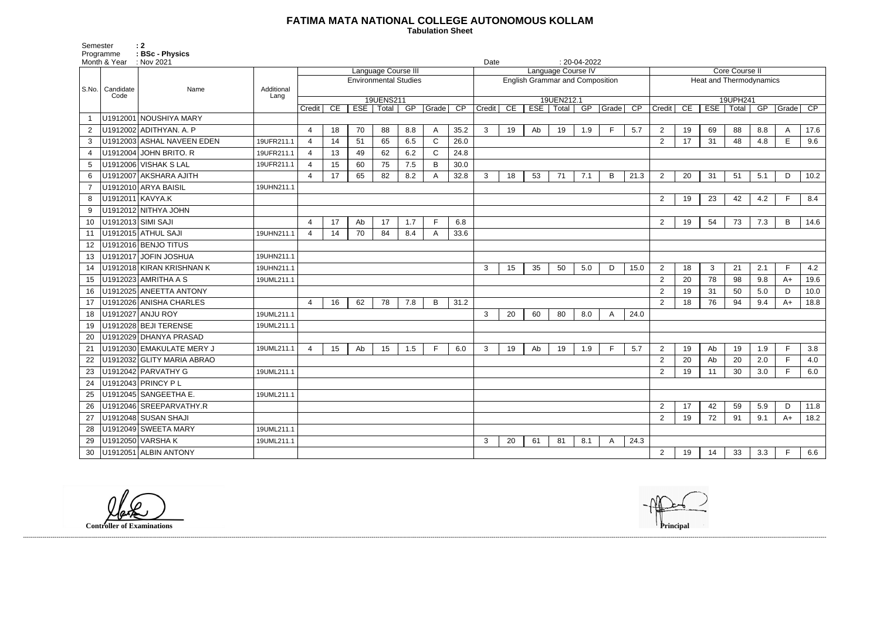# FATIMA MATA NATIONAL COLLEGE AUTONOMOUS KOLLAM

**Tabulation Sheet**

Semester : 2
Programme : BSc - Physics
Month & Year : Nov 2021
Date : 20-04-2022

| S.No. | Candidate Code | Name | Additional Lang | Language Course III - Environmental Studies - 19UENS211 | | | | | | | Language Course IV - English Grammar and Composition - 19UEN212.1 | | | | | | | Core Course II - Heat and Thermodynamics - 19UPH241 | | | | | | |
|---|---|---|---|---|---|---|---|---|---|---|---|---|---|---|---|---|---|---|---|---|---|---|---|---|
| | | | | Credit | CE | ESE | Total | GP | Grade | CP | Credit | CE | ESE | Total | GP | Grade | CP | Credit | CE | ESE | Total | GP | Grade | CP |
| 1 | U1912001 | NOUSHIYA MARY | | | | | | | | | | | | | | | | | | | | | | |
| 2 | U1912002 | ADITHYAN. A. P | | 4 | 18 | 70 | 88 | 8.8 | A | 35.2 | 3 | 19 | Ab | 19 | 1.9 | F | 5.7 | 2 | 19 | 69 | 88 | 8.8 | A | 17.6 |
| 3 | U1912003 | ASHAL NAVEEN EDEN | 19UFR211.1 | 4 | 14 | 51 | 65 | 6.5 | C | 26.0 | | | | | | | | 2 | 17 | 31 | 48 | 4.8 | E | 9.6 |
| 4 | U1912004 | JOHN BRITO. R | 19UFR211.1 | 4 | 13 | 49 | 62 | 6.2 | C | 24.8 | | | | | | | | | | | | | | |
| 5 | U1912006 | VISHAK S LAL | 19UFR211.1 | 4 | 15 | 60 | 75 | 7.5 | B | 30.0 | | | | | | | | | | | | | | |
| 6 | U1912007 | AKSHARA AJITH | | 4 | 17 | 65 | 82 | 8.2 | A | 32.8 | 3 | 18 | 53 | 71 | 7.1 | B | 21.3 | 2 | 20 | 31 | 51 | 5.1 | D | 10.2 |
| 7 | U1912010 | ARYA BAISIL | 19UHN211.1 | | | | | | | | | | | | | | | | | | | | | |
| 8 | U1912011 | KAVYA.K | | | | | | | | | | | | | | | | 2 | 19 | 23 | 42 | 4.2 | F | 8.4 |
| 9 | U1912012 | NITHYA JOHN | | | | | | | | | | | | | | | | | | | | | | |
| 10 | U1912013 | SIMI SAJI | | 4 | 17 | Ab | 17 | 1.7 | F | 6.8 | | | | | | | | 2 | 19 | 54 | 73 | 7.3 | B | 14.6 |
| 11 | U1912015 | ATHUL SAJI | 19UHN211.1 | 4 | 14 | 70 | 84 | 8.4 | A | 33.6 | | | | | | | | | | | | | | |
| 12 | U1912016 | BENJO TITUS | | | | | | | | | | | | | | | | | | | | | | |
| 13 | U1912017 | JOFIN JOSHUA | 19UHN211.1 | | | | | | | | | | | | | | | | | | | | | |
| 14 | U1912018 | KIRAN KRISHNAN K | 19UHN211.1 | | | | | | | | 3 | 15 | 35 | 50 | 5.0 | D | 15.0 | 2 | 18 | 3 | 21 | 2.1 | F | 4.2 |
| 15 | U1912023 | AMRITHA A S | 19UML211.1 | | | | | | | | | | | | | | | 2 | 20 | 78 | 98 | 9.8 | A+ | 19.6 |
| 16 | U1912025 | ANEETTA ANTONY | | | | | | | | | | | | | | | | 2 | 19 | 31 | 50 | 5.0 | D | 10.0 |
| 17 | U1912026 | ANISHA CHARLES | | 4 | 16 | 62 | 78 | 7.8 | B | 31.2 | | | | | | | | 2 | 18 | 76 | 94 | 9.4 | A+ | 18.8 |
| 18 | U1912027 | ANJU ROY | 19UML211.1 | | | | | | | | 3 | 20 | 60 | 80 | 8.0 | A | 24.0 | | | | | | | |
| 19 | U1912028 | BEJI TERENSE | 19UML211.1 | | | | | | | | | | | | | | | | | | | | | |
| 20 | U1912029 | DHANYA PRASAD | | | | | | | | | | | | | | | | | | | | | | |
| 21 | U1912030 | EMAKULATE MERY J | 19UML211.1 | 4 | 15 | Ab | 15 | 1.5 | F | 6.0 | 3 | 19 | Ab | 19 | 1.9 | F | 5.7 | 2 | 19 | Ab | 19 | 1.9 | F | 3.8 |
| 22 | U1912032 | GLITY MARIA ABRAO | | | | | | | | | | | | | | | | 2 | 20 | Ab | 20 | 2.0 | F | 4.0 |
| 23 | U1912042 | PARVATHY G | 19UML211.1 | | | | | | | | | | | | | | | 2 | 19 | 11 | 30 | 3.0 | F | 6.0 |
| 24 | U1912043 | PRINCY P L | | | | | | | | | | | | | | | | | | | | | | |
| 25 | U1912045 | SANGEETHA E. | 19UML211.1 | | | | | | | | | | | | | | | | | | | | | |
| 26 | U1912046 | SREEPARVATHY.R | | | | | | | | | | | | | | | | 2 | 17 | 42 | 59 | 5.9 | D | 11.8 |
| 27 | U1912048 | SUSAN SHAJI | | | | | | | | | | | | | | | | 2 | 19 | 72 | 91 | 9.1 | A+ | 18.2 |
| 28 | U1912049 | SWEETA MARY | 19UML211.1 | | | | | | | | | | | | | | | | | | | | | |
| 29 | U1912050 | VARSHA K | 19UML211.1 | | | | | | | | 3 | 20 | 61 | 81 | 8.1 | A | 24.3 | | | | | | | |
| 30 | U1912051 | ALBIN ANTONY | | | | | | | | | | | | | | | | 2 | 19 | 14 | 33 | 3.3 | F | 6.6 |

**Controller of Examinations**

**Principal**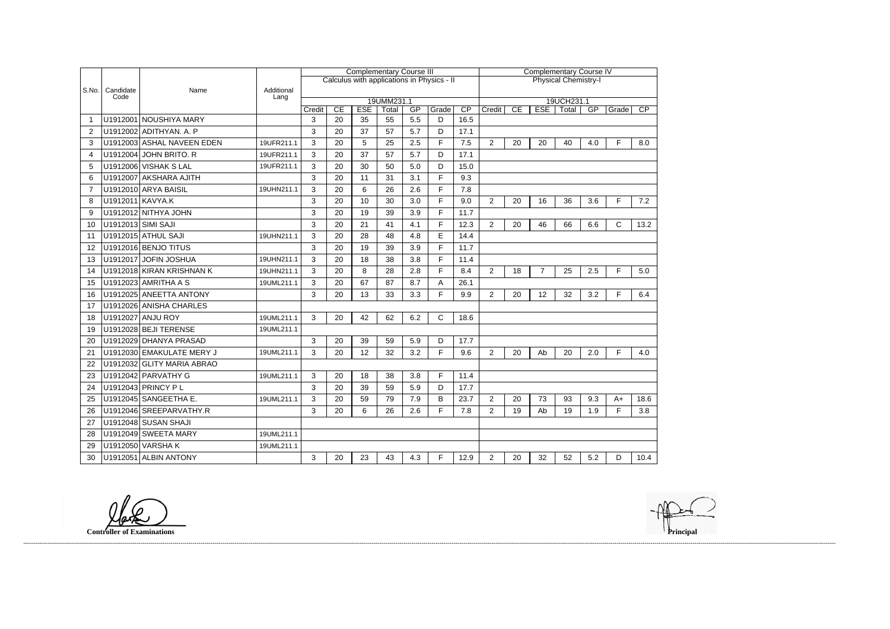| S.No. | Candidate Code | Name | Additional Lang | Complementary Course III | | | | | | | Complementary Course IV | | | | | | |
|---|---|---|---|---|---|---|---|---|---|---|---|---|---|---|---|---|---|
| | | | | Calculus with applications in Physics - II | | | | | | | Physical Chemistry-I | | | | | | |
| | | | | 19UMM231.1 | | | | | | | 19UCH231.1 | | | | | | |
| | | | | Credit | CE | ESE | Total | GP | Grade | CP | Credit | CE | ESE | Total | GP | Grade | CP |
| 1 | U1912001 | NOUSHIYA MARY | | 3 | 20 | 35 | 55 | 5.5 | D | 16.5 | | | | | | | |
| 2 | U1912002 | ADITHYAN. A. P | | 3 | 20 | 37 | 57 | 5.7 | D | 17.1 | | | | | | | |
| 3 | U1912003 | ASHAL NAVEEN EDEN | 19UFR211.1 | 3 | 20 | 5 | 25 | 2.5 | F | 7.5 | 2 | 20 | 20 | 40 | 4.0 | F | 8.0 |
| 4 | U1912004 | JOHN BRITO. R | 19UFR211.1 | 3 | 20 | 37 | 57 | 5.7 | D | 17.1 | | | | | | | |
| 5 | U1912006 | VISHAK S LAL | 19UFR211.1 | 3 | 20 | 30 | 50 | 5.0 | D | 15.0 | | | | | | | |
| 6 | U1912007 | AKSHARA AJITH | | 3 | 20 | 11 | 31 | 3.1 | F | 9.3 | | | | | | | |
| 7 | U1912010 | ARYA BAISIL | 19UHN211.1 | 3 | 20 | 6 | 26 | 2.6 | F | 7.8 | | | | | | | |
| 8 | U1912011 | KAVYA.K | | 3 | 20 | 10 | 30 | 3.0 | F | 9.0 | 2 | 20 | 16 | 36 | 3.6 | F | 7.2 |
| 9 | U1912012 | NITHYA JOHN | | 3 | 20 | 19 | 39 | 3.9 | F | 11.7 | | | | | | | |
| 10 | U1912013 | SIMI SAJI | | 3 | 20 | 21 | 41 | 4.1 | F | 12.3 | 2 | 20 | 46 | 66 | 6.6 | C | 13.2 |
| 11 | U1912015 | ATHUL SAJI | 19UHN211.1 | 3 | 20 | 28 | 48 | 4.8 | E | 14.4 | | | | | | | |
| 12 | U1912016 | BENJO TITUS | | 3 | 20 | 19 | 39 | 3.9 | F | 11.7 | | | | | | | |
| 13 | U1912017 | JOFIN JOSHUA | 19UHN211.1 | 3 | 20 | 18 | 38 | 3.8 | F | 11.4 | | | | | | | |
| 14 | U1912018 | KIRAN KRISHNAN K | 19UHN211.1 | 3 | 20 | 8 | 28 | 2.8 | F | 8.4 | 2 | 18 | 7 | 25 | 2.5 | F | 5.0 |
| 15 | U1912023 | AMRITHA A S | 19UML211.1 | 3 | 20 | 67 | 87 | 8.7 | A | 26.1 | | | | | | | |
| 16 | U1912025 | ANEETTA ANTONY | | 3 | 20 | 13 | 33 | 3.3 | F | 9.9 | 2 | 20 | 12 | 32 | 3.2 | F | 6.4 |
| 17 | U1912026 | ANISHA CHARLES | | | | | | | | | | | | | | | |
| 18 | U1912027 | ANJU ROY | 19UML211.1 | 3 | 20 | 42 | 62 | 6.2 | C | 18.6 | | | | | | | |
| 19 | U1912028 | BEJI TERENSE | 19UML211.1 | | | | | | | | | | | | | | |
| 20 | U1912029 | DHANYA PRASAD | | 3 | 20 | 39 | 59 | 5.9 | D | 17.7 | | | | | | | |
| 21 | U1912030 | EMAKULATE MERY J | 19UML211.1 | 3 | 20 | 12 | 32 | 3.2 | F | 9.6 | 2 | 20 | Ab | 20 | 2.0 | F | 4.0 |
| 22 | U1912032 | GLITY MARIA ABRAO | | | | | | | | | | | | | | | |
| 23 | U1912042 | PARVATHY G | 19UML211.1 | 3 | 20 | 18 | 38 | 3.8 | F | 11.4 | | | | | | | |
| 24 | U1912043 | PRINCY P L | | 3 | 20 | 39 | 59 | 5.9 | D | 17.7 | | | | | | | |
| 25 | U1912045 | SANGEETHA E. | 19UML211.1 | 3 | 20 | 59 | 79 | 7.9 | B | 23.7 | 2 | 20 | 73 | 93 | 9.3 | A+ | 18.6 |
| 26 | U1912046 | SREEPARVATHY.R | | 3 | 20 | 6 | 26 | 2.6 | F | 7.8 | 2 | 19 | Ab | 19 | 1.9 | F | 3.8 |
| 27 | U1912048 | SUSAN SHAJI | | | | | | | | | | | | | | | |
| 28 | U1912049 | SWEETA MARY | 19UML211.1 | | | | | | | | | | | | | | |
| 29 | U1912050 | VARSHA K | 19UML211.1 | | | | | | | | | | | | | | |
| 30 | U1912051 | ALBIN ANTONY | | 3 | 20 | 23 | 43 | 4.3 | F | 12.9 | 2 | 20 | 32 | 52 | 5.2 | D | 10.4 |

**Controller of Examinations**

**Principal**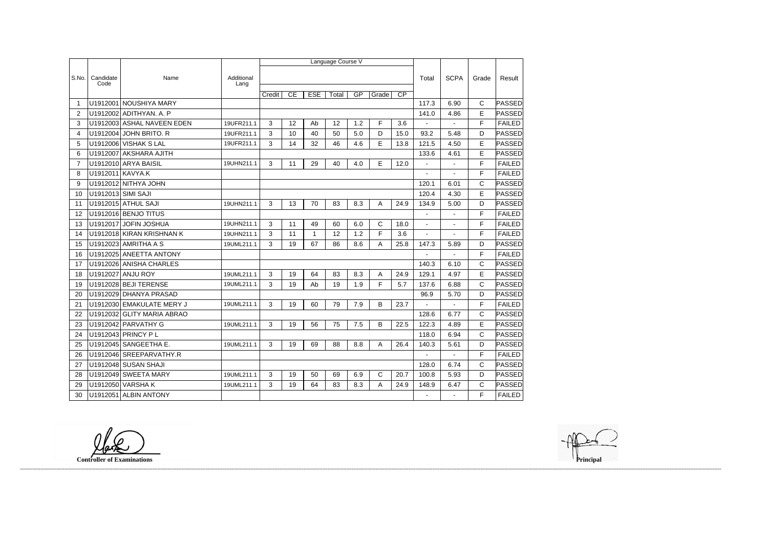| S.No. | Candidate Code | Name | Additional Lang | Language Course V | | | | | | | Total | SCPA | Grade | Result |
|---|---|---|---|---|---|---|---|---|---|---|---|---|---|---|
| | | | | Credit | CE | ESE | Total | GP | Grade | CP | | | | |
| 1 | U1912001 | NOUSHIYA MARY | | | | | | | | | 117.3 | 6.90 | C | PASSED |
| 2 | U1912002 | ADITHYAN. A. P | | | | | | | | | 141.0 | 4.86 | E | PASSED |
| 3 | U1912003 | ASHAL NAVEEN EDEN | 19UFR211.1 | 3 | 12 | Ab | 12 | 1.2 | F | 3.6 | - | - | F | FAILED |
| 4 | U1912004 | JOHN BRITO. R | 19UFR211.1 | 3 | 10 | 40 | 50 | 5.0 | D | 15.0 | 93.2 | 5.48 | D | PASSED |
| 5 | U1912006 | VISHAK S LAL | 19UFR211.1 | 3 | 14 | 32 | 46 | 4.6 | E | 13.8 | 121.5 | 4.50 | E | PASSED |
| 6 | U1912007 | AKSHARA AJITH | | | | | | | | | 133.6 | 4.61 | E | PASSED |
| 7 | U1912010 | ARYA BAISIL | 19UHN211.1 | 3 | 11 | 29 | 40 | 4.0 | E | 12.0 | - | - | F | FAILED |
| 8 | U1912011 | KAVYA.K | | | | | | | | | - | - | F | FAILED |
| 9 | U1912012 | NITHYA JOHN | | | | | | | | | 120.1 | 6.01 | C | PASSED |
| 10 | U1912013 | SIMI SAJI | | | | | | | | | 120.4 | 4.30 | E | PASSED |
| 11 | U1912015 | ATHUL SAJI | 19UHN211.1 | 3 | 13 | 70 | 83 | 8.3 | A | 24.9 | 134.9 | 5.00 | D | PASSED |
| 12 | U1912016 | BENJO TITUS | | | | | | | | | - | - | F | FAILED |
| 13 | U1912017 | JOFIN JOSHUA | 19UHN211.1 | 3 | 11 | 49 | 60 | 6.0 | C | 18.0 | - | - | F | FAILED |
| 14 | U1912018 | KIRAN KRISHNAN K | 19UHN211.1 | 3 | 11 | 1 | 12 | 1.2 | F | 3.6 | - | - | F | FAILED |
| 15 | U1912023 | AMRITHA A S | 19UML211.1 | 3 | 19 | 67 | 86 | 8.6 | A | 25.8 | 147.3 | 5.89 | D | PASSED |
| 16 | U1912025 | ANEETTA ANTONY | | | | | | | | | - | - | F | FAILED |
| 17 | U1912026 | ANISHA CHARLES | | | | | | | | | 140.3 | 6.10 | C | PASSED |
| 18 | U1912027 | ANJU ROY | 19UML211.1 | 3 | 19 | 64 | 83 | 8.3 | A | 24.9 | 129.1 | 4.97 | E | PASSED |
| 19 | U1912028 | BEJI TERENSE | 19UML211.1 | 3 | 19 | Ab | 19 | 1.9 | F | 5.7 | 137.6 | 6.88 | C | PASSED |
| 20 | U1912029 | DHANYA PRASAD | | | | | | | | | 96.9 | 5.70 | D | PASSED |
| 21 | U1912030 | EMAKULATE MERY J | 19UML211.1 | 3 | 19 | 60 | 79 | 7.9 | B | 23.7 | - | - | F | FAILED |
| 22 | U1912032 | GLITY MARIA ABRAO | | | | | | | | | 128.6 | 6.77 | C | PASSED |
| 23 | U1912042 | PARVATHY G | 19UML211.1 | 3 | 19 | 56 | 75 | 7.5 | B | 22.5 | 122.3 | 4.89 | E | PASSED |
| 24 | U1912043 | PRINCY P L | | | | | | | | | 118.0 | 6.94 | C | PASSED |
| 25 | U1912045 | SANGEETHA E. | 19UML211.1 | 3 | 19 | 69 | 88 | 8.8 | A | 26.4 | 140.3 | 5.61 | D | PASSED |
| 26 | U1912046 | SREEPARVATHY.R | | | | | | | | | - | - | F | FAILED |
| 27 | U1912048 | SUSAN SHAJI | | | | | | | | | 128.0 | 6.74 | C | PASSED |
| 28 | U1912049 | SWEETA MARY | 19UML211.1 | 3 | 19 | 50 | 69 | 6.9 | C | 20.7 | 100.8 | 5.93 | D | PASSED |
| 29 | U1912050 | VARSHA K | 19UML211.1 | 3 | 19 | 64 | 83 | 8.3 | A | 24.9 | 148.9 | 6.47 | C | PASSED |
| 30 | U1912051 | ALBIN ANTONY | | | | | | | | | - | - | F | FAILED |

**Controller of Examinations**

**Principal**